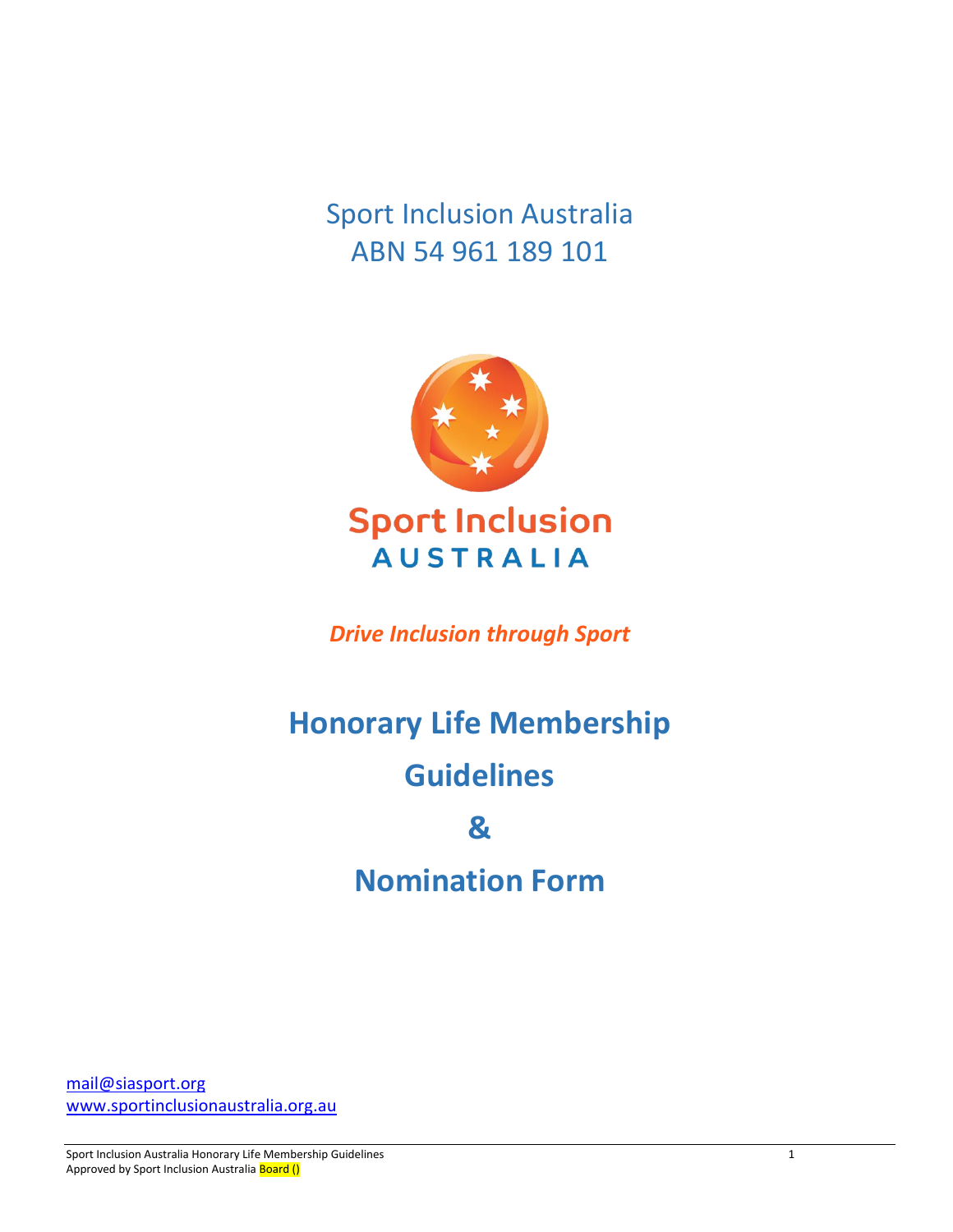Sport Inclusion Australia
ABN 54 961 189 101

*Drive Inclusion through Sport*

# Honorary Life Membership

# Guidelines

# &

# Nomination Form

mail@siasport.org
www.sportinclusionaustralia.org.au

Sport Inclusion Australia Honorary Life Membership Guidelines
Approved by Sport Inclusion Australia Board ()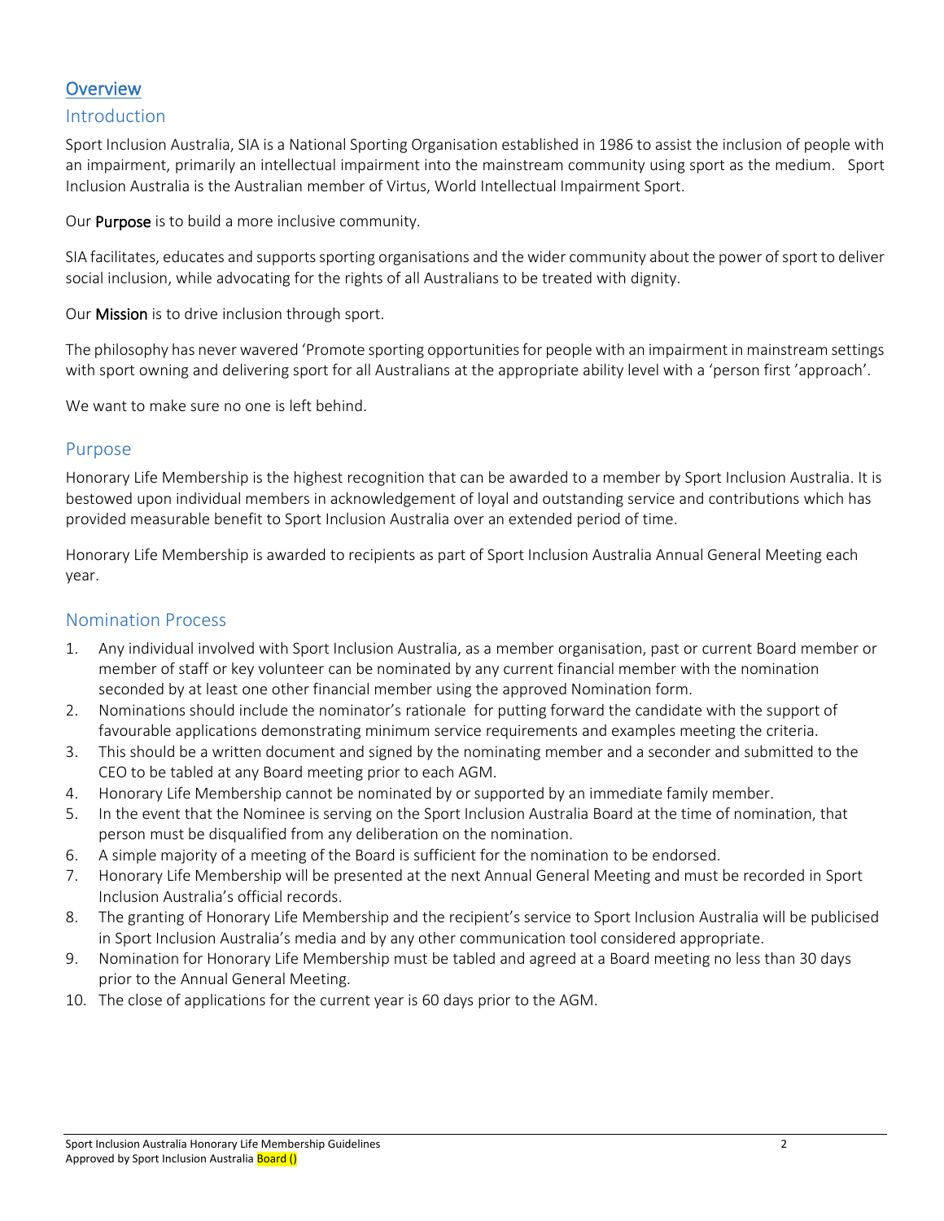# Overview

## Introduction

Sport Inclusion Australia, SIA is a National Sporting Organisation established in 1986 to assist the inclusion of people with an impairment, primarily an intellectual impairment into the mainstream community using sport as the medium. Sport Inclusion Australia is the Australian member of Virtus, World Intellectual Impairment Sport.

Our **Purpose** is to build a more inclusive community.

SIA facilitates, educates and supports sporting organisations and the wider community about the power of sport to deliver social inclusion, while advocating for the rights of all Australians to be treated with dignity.

Our **Mission** is to drive inclusion through sport.

The philosophy has never wavered 'Promote sporting opportunities for people with an impairment in mainstream settings with sport owning and delivering sport for all Australians at the appropriate ability level with a 'person first 'approach'.

We want to make sure no one is left behind.

## Purpose

Honorary Life Membership is the highest recognition that can be awarded to a member by Sport Inclusion Australia. It is bestowed upon individual members in acknowledgement of loyal and outstanding service and contributions which has provided measurable benefit to Sport Inclusion Australia over an extended period of time.

Honorary Life Membership is awarded to recipients as part of Sport Inclusion Australia Annual General Meeting each year.

## Nomination Process

1. Any individual involved with Sport Inclusion Australia, as a member organisation, past or current Board member or member of staff or key volunteer can be nominated by any current financial member with the nomination seconded by at least one other financial member using the approved Nomination form.
2. Nominations should include the nominator's rationale for putting forward the candidate with the support of favourable applications demonstrating minimum service requirements and examples meeting the criteria.
3. This should be a written document and signed by the nominating member and a seconder and submitted to the CEO to be tabled at any Board meeting prior to each AGM.
4. Honorary Life Membership cannot be nominated by or supported by an immediate family member.
5. In the event that the Nominee is serving on the Sport Inclusion Australia Board at the time of nomination, that person must be disqualified from any deliberation on the nomination.
6. A simple majority of a meeting of the Board is sufficient for the nomination to be endorsed.
7. Honorary Life Membership will be presented at the next Annual General Meeting and must be recorded in Sport Inclusion Australia's official records.
8. The granting of Honorary Life Membership and the recipient's service to Sport Inclusion Australia will be publicised in Sport Inclusion Australia's media and by any other communication tool considered appropriate.
9. Nomination for Honorary Life Membership must be tabled and agreed at a Board meeting no less than 30 days prior to the Annual General Meeting.
10. The close of applications for the current year is 60 days prior to the AGM.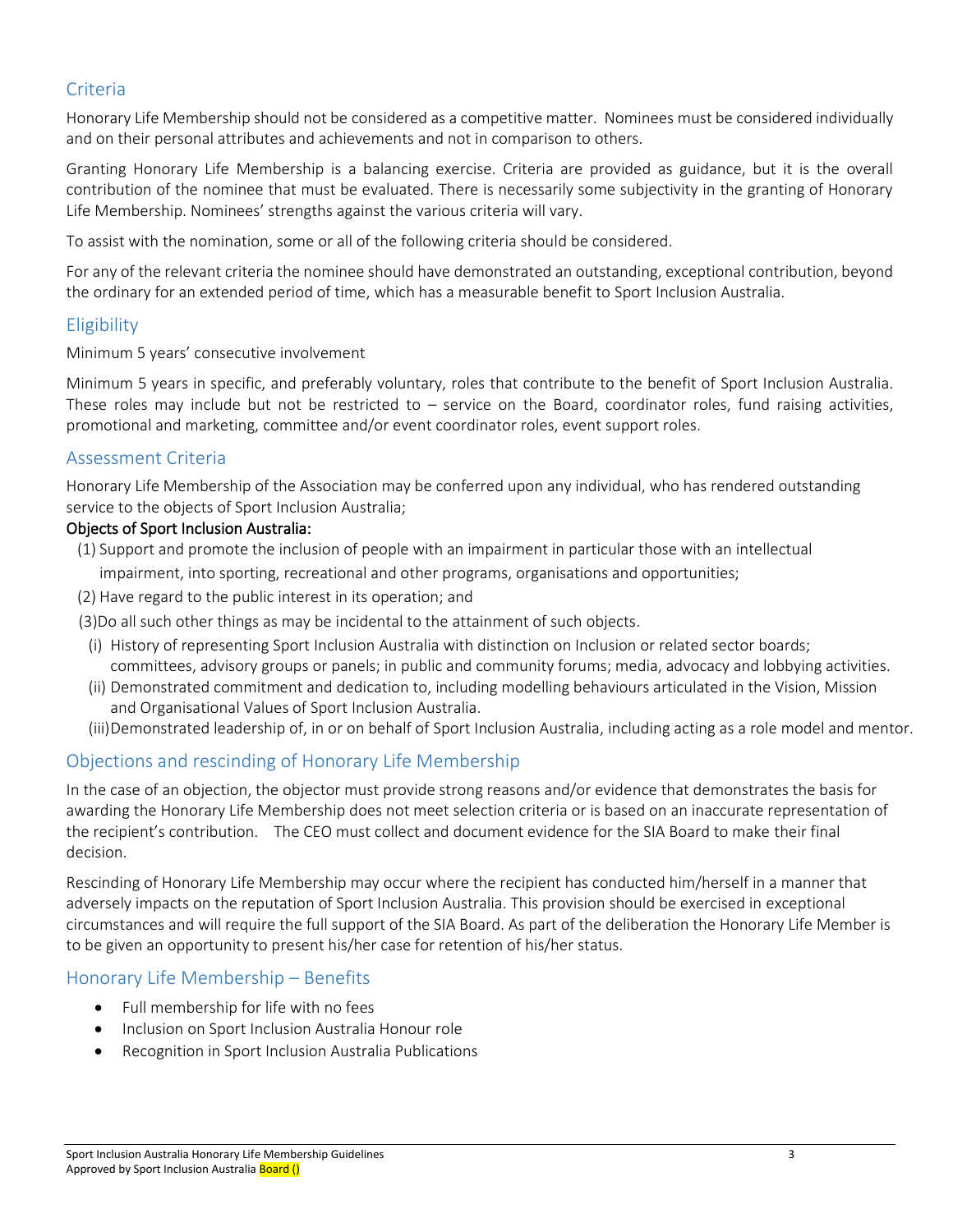## Criteria

Honorary Life Membership should not be considered as a competitive matter. Nominees must be considered individually and on their personal attributes and achievements and not in comparison to others.

Granting Honorary Life Membership is a balancing exercise. Criteria are provided as guidance, but it is the overall contribution of the nominee that must be evaluated. There is necessarily some subjectivity in the granting of Honorary Life Membership. Nominees' strengths against the various criteria will vary.

To assist with the nomination, some or all of the following criteria should be considered.

For any of the relevant criteria the nominee should have demonstrated an outstanding, exceptional contribution, beyond the ordinary for an extended period of time, which has a measurable benefit to Sport Inclusion Australia.

## Eligibility

Minimum 5 years' consecutive involvement

Minimum 5 years in specific, and preferably voluntary, roles that contribute to the benefit of Sport Inclusion Australia. These roles may include but not be restricted to – service on the Board, coordinator roles, fund raising activities, promotional and marketing, committee and/or event coordinator roles, event support roles.

## Assessment Criteria

Honorary Life Membership of the Association may be conferred upon any individual, who has rendered outstanding service to the objects of Sport Inclusion Australia;

**Objects of Sport Inclusion Australia:**

(1) Support and promote the inclusion of people with an impairment in particular those with an intellectual impairment, into sporting, recreational and other programs, organisations and opportunities;

(2) Have regard to the public interest in its operation; and

(3) Do all such other things as may be incidental to the attainment of such objects.

(i) History of representing Sport Inclusion Australia with distinction on Inclusion or related sector boards; committees, advisory groups or panels; in public and community forums; media, advocacy and lobbying activities.

(ii) Demonstrated commitment and dedication to, including modelling behaviours articulated in the Vision, Mission and Organisational Values of Sport Inclusion Australia.

(iii) Demonstrated leadership of, in or on behalf of Sport Inclusion Australia, including acting as a role model and mentor.

## Objections and rescinding of Honorary Life Membership

In the case of an objection, the objector must provide strong reasons and/or evidence that demonstrates the basis for awarding the Honorary Life Membership does not meet selection criteria or is based on an inaccurate representation of the recipient's contribution. The CEO must collect and document evidence for the SIA Board to make their final decision.

Rescinding of Honorary Life Membership may occur where the recipient has conducted him/herself in a manner that adversely impacts on the reputation of Sport Inclusion Australia. This provision should be exercised in exceptional circumstances and will require the full support of the SIA Board. As part of the deliberation the Honorary Life Member is to be given an opportunity to present his/her case for retention of his/her status.

## Honorary Life Membership – Benefits

- Full membership for life with no fees
- Inclusion on Sport Inclusion Australia Honour role
- Recognition in Sport Inclusion Australia Publications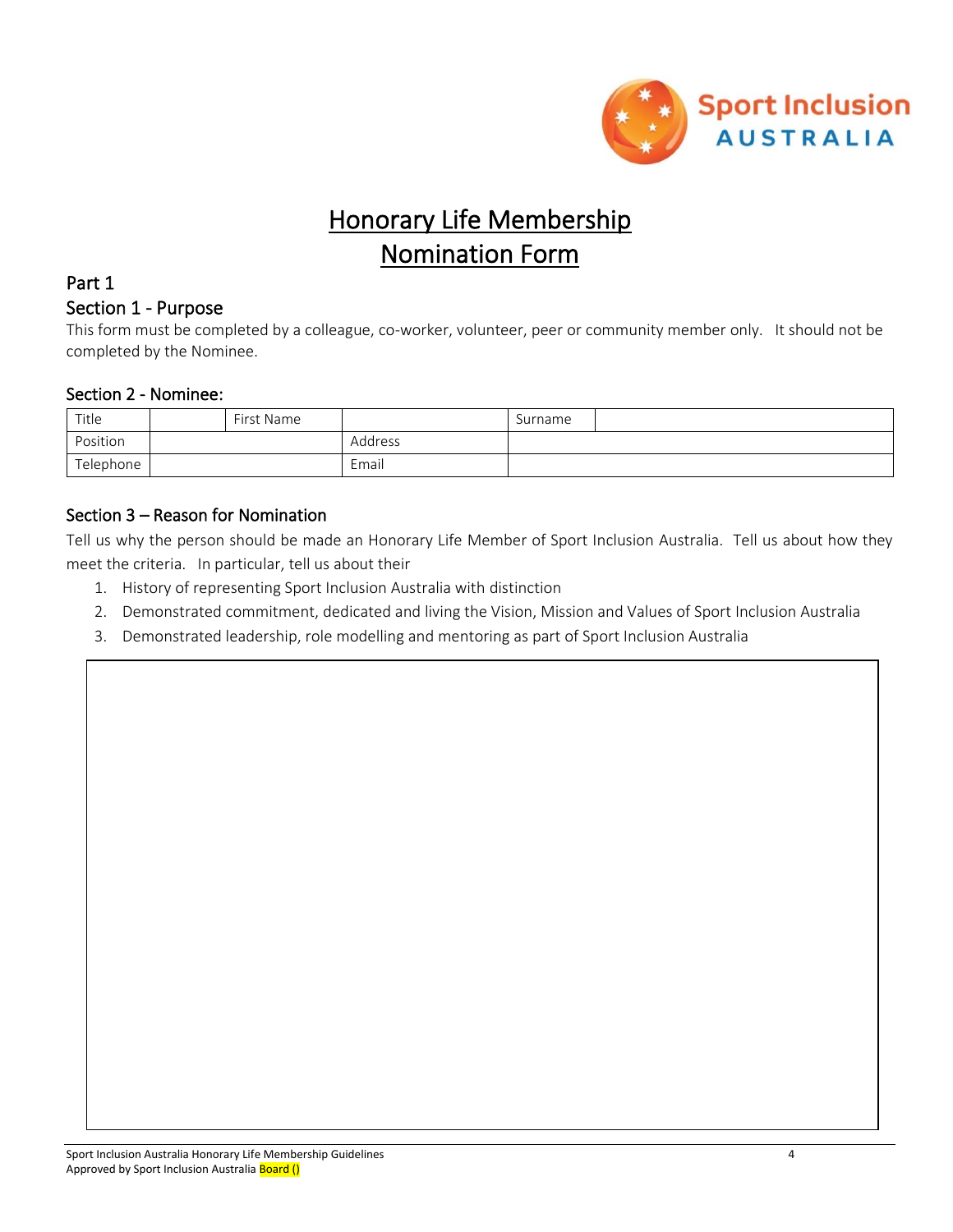# Honorary Life Membership Nomination Form

## Part 1

### Section 1 - Purpose

This form must be completed by a colleague, co-worker, volunteer, peer or community member only. It should not be completed by the Nominee.

### Section 2 - Nominee:

| Title | | First Name | | Surname | |
|---|---|---|---|---|---|
| Position | | | Address | | |
| Telephone | | | Email | | |

### Section 3 – Reason for Nomination

Tell us why the person should be made an Honorary Life Member of Sport Inclusion Australia. Tell us about how they meet the criteria. In particular, tell us about their

1. History of representing Sport Inclusion Australia with distinction
2. Demonstrated commitment, dedicated and living the Vision, Mission and Values of Sport Inclusion Australia
3. Demonstrated leadership, role modelling and mentoring as part of Sport Inclusion Australia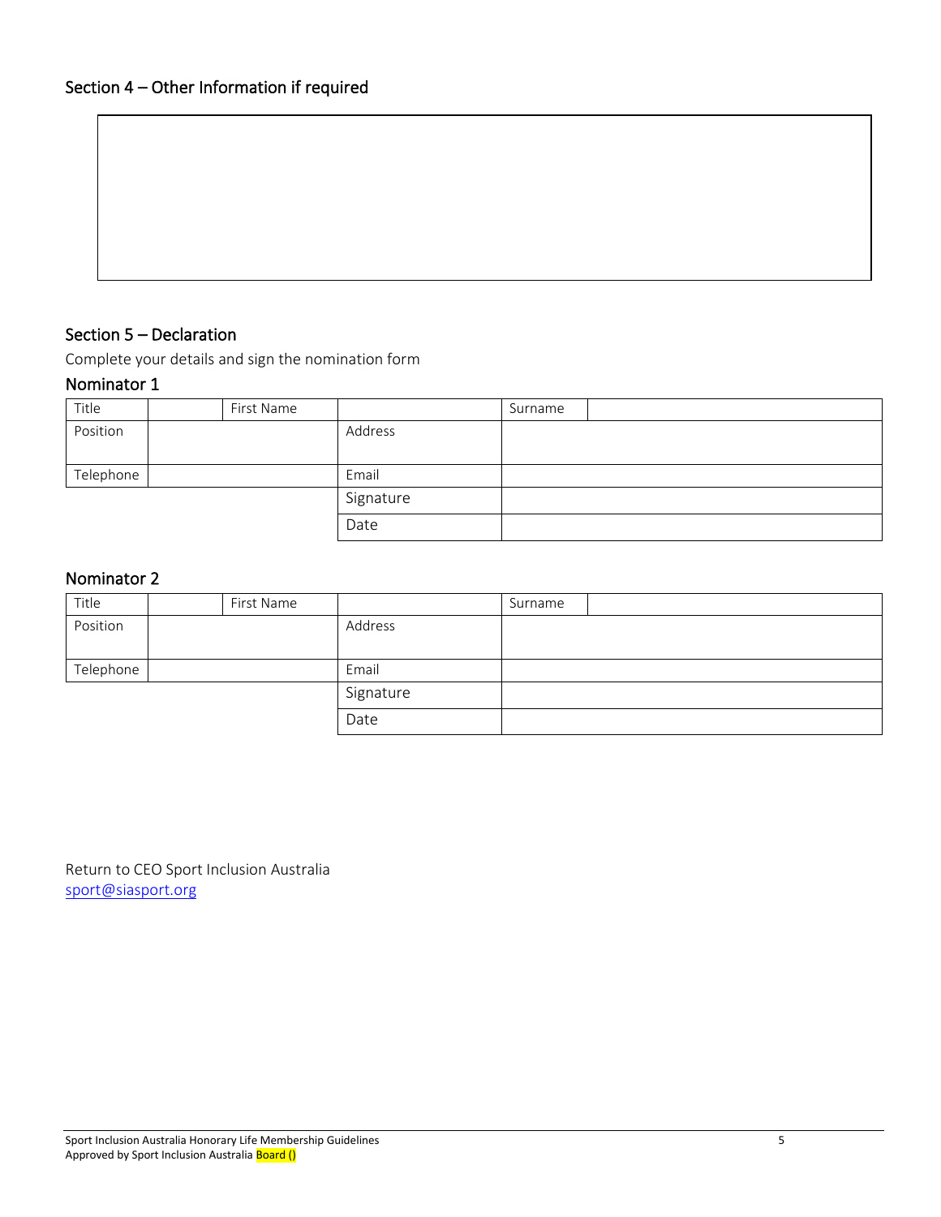## Section 4 – Other Information if required

| |
|---|
| |

## Section 5 – Declaration

Complete your details and sign the nomination form

### Nominator 1

| | | | | | |
|---|---|---|---|---|---|
| Title | | First Name | | Surname | |
| Position | | | Address | | |
| Telephone | | | Email | | |
| | | | Signature | | |
| | | | Date | | |

### Nominator 2

| | | | | | |
|---|---|---|---|---|---|
| Title | | First Name | | Surname | |
| Position | | | Address | | |
| Telephone | | | Email | | |
| | | | Signature | | |
| | | | Date | | |

Return to CEO Sport Inclusion Australia
sport@siasport.org